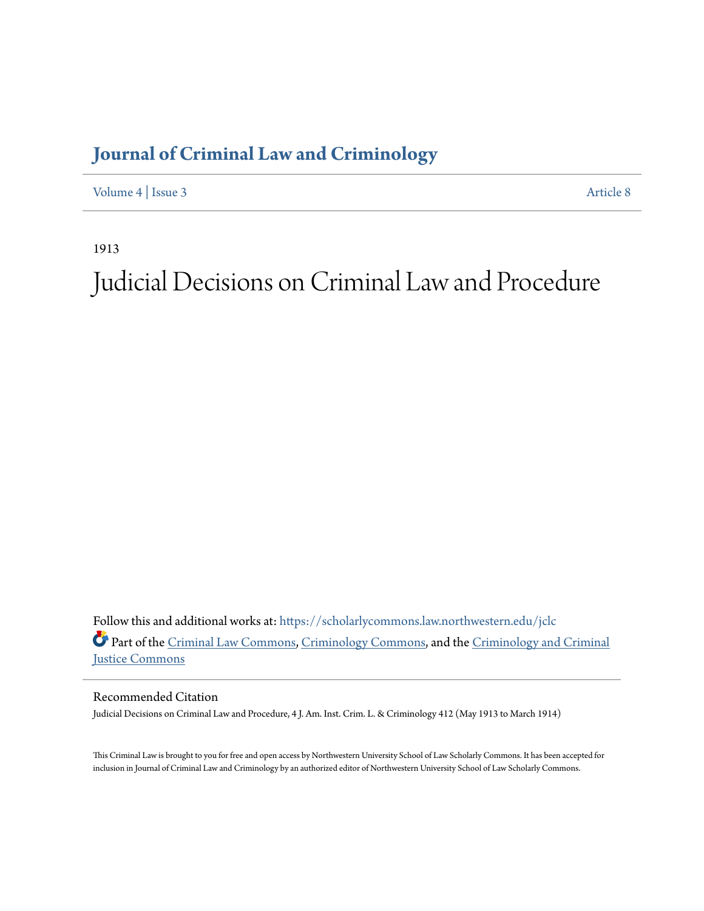# Journal of Criminal Law and Criminology

Volume 4 | Issue 3

Article 8

1913

# Judicial Decisions on Criminal Law and Procedure

Follow this and additional works at: https://scholarlycommons.law.northwestern.edu/jclc

Part of the Criminal Law Commons, Criminology Commons, and the Criminology and Criminal Justice Commons

## Recommended Citation

Judicial Decisions on Criminal Law and Procedure, 4 J. Am. Inst. Crim. L. & Criminology 412 (May 1913 to March 1914)

This Criminal Law is brought to you for free and open access by Northwestern University School of Law Scholarly Commons. It has been accepted for inclusion in Journal of Criminal Law and Criminology by an authorized editor of Northwestern University School of Law Scholarly Commons.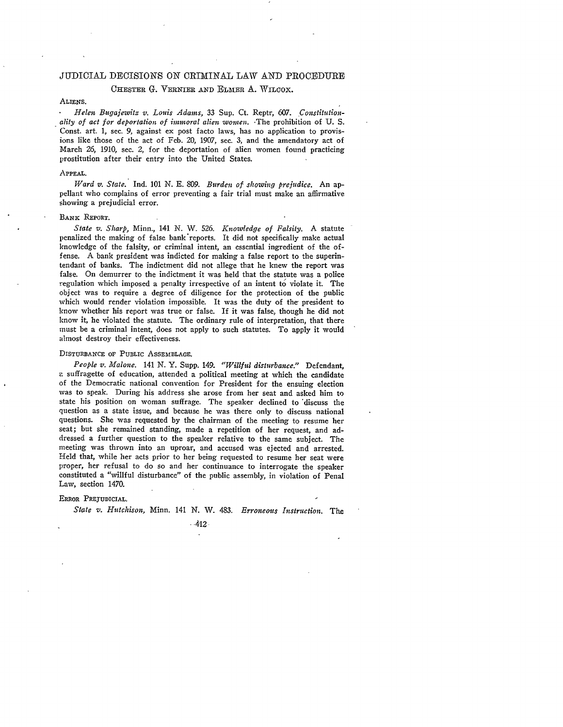# JUDICIAL DECISIONS ON CRIMINAL LAW AND PROCEDURE

CHESTER G. VERNIER AND ELMER A. WILCOX.

### ALIENS.

*Helen Bugajewitz v. Louis Adams,* 33 Sup. Ct. Reptr, 607. *Constitutionality of act for deportation of immoral alien women.* The prohibition of U. S. Const. art. 1, sec. 9, against ex post facto laws, has no application to provisions like those of the act of Feb. 20, 1907, sec. 3, and the amendatory act of March 26, 1910, sec. 2, for the deportation of alien women found practicing prostitution after their entry into the United States.

### APPEAL.

*Ward v. State.* Ind. 101 N. E. 809. *Burden of showing prejudice.* An appellant who complains of error preventing a fair trial must make an affirmative showing a prejudicial error.

### BANK REPORT.

*State v. Sharp,* Minn., 141 N. W. 526. *Knowledge of Falsity.* A statute penalized the making of false bank reports. It did not specifically make actual knowledge of the falsity, or criminal intent, an essential ingredient of the offense. A bank president was indicted for making a false report to the superintendant of banks. The indictment did not allege that he knew the report was false. On demurrer to the indictment it was held that the statute was a police regulation which imposed a penalty irrespective of an intent tó violate it. The object was to require a degree of diligence for the protection of the public which would render violation impossible. It was the duty of the president to know whether his report was true or false. If it was false, though he did not know it, he violated the statute. The ordinary rule of interpretation, that there must be a criminal intent, does not apply to such statutes. To apply it would almost destroy their effectiveness.

### DISTURBANCE OF PUBLIC ASSEMBLAGE.

*People v. Malone.* 141 N. Y. Supp. 149. *"Willful disturbance."* Defendant, a suffragette of education, attended a political meeting at which the candidate of the Democratic national convention for President for the ensuing election was to speak. During his address she arose from her seat and asked him to state his position on woman suffrage. The speaker declined to discuss the question as a state issue, and because he was there only to discuss national questions. She was requested by the chairman of the meeting to resume her seat; but she remained standing, made a repetition of her request, and addressed a further question to the speaker relative to the same subject. The meeting was thrown into an uproar, and accused was ejected and arrested. Held that, while her acts prior to her being requested to resume her seat were proper, her refusal to do so and her continuance to interrogate the speaker constituted a "willful disturbance" of the public assembly, in violation of Penal Law, section 1470.

### ERROR PREJUDICIAL.

*State v. Hutchison,* Minn. 141 N. W. 483. *Erroneous Instruction.* The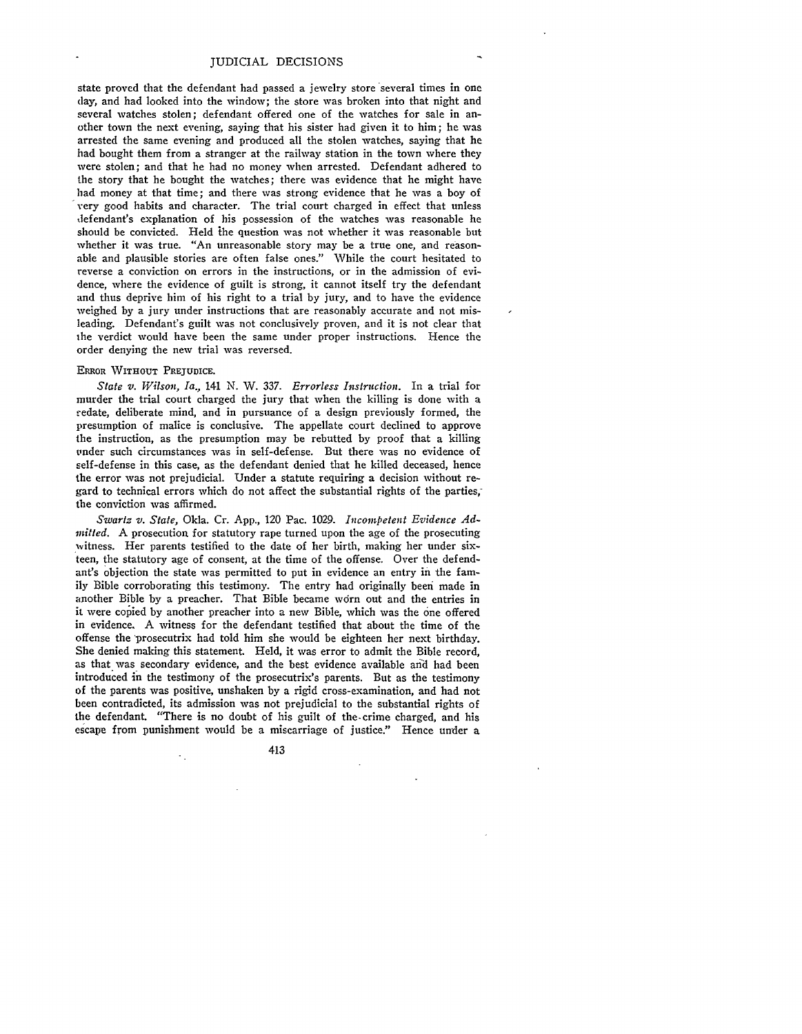state proved that the defendant had passed a jewelry store several times in one day, and had looked into the window; the store was broken into that night and several watches stolen; defendant offered one of the watches for sale in another town the next evening, saying that his sister had given it to him; he was arrested the same evening and produced all the stolen watches, saying that he had bought them from a stranger at the railway station in the town where they were stolen; and that he had no money when arrested. Defendant adhered to the story that he bought the watches; there was evidence that he might have had money at that time; and there was strong evidence that he was a boy of very good habits and character. The trial court charged in effect that unless defendant's explanation of his possession of the watches was reasonable he should be convicted. Held the question was not whether it was reasonable but whether it was true. "An unreasonable story may be a true one, and reasonable and plausible stories are often false ones." While the court hesitated to reverse a conviction on errors in the instructions, or in the admission of evidence, where the evidence of guilt is strong, it cannot itself try the defendant and thus deprive him of his right to a trial by jury, and to have the evidence weighed by a jury under instructions that are reasonably accurate and not misleading. Defendant's guilt was not conclusively proven, and it is not clear that the verdict would have been the same under proper instructions. Hence the order denying the new trial was reversed.

ERROR WITHOUT PREJUDICE.

*State v. Wilson, Ia.,* 141 N. W. 337. *Errorless Instruction.* In a trial for murder the trial court charged the jury that when the killing is done with a sedate, deliberate mind, and in pursuance of a design previously formed, the presumption of malice is conclusive. The appellate court declined to approve the instruction, as the presumption may be rebutted by proof that a killing under such circumstances was in self-defense. But there was no evidence of self-defense in this case, as the defendant denied that he killed deceased, hence the error was not prejudicial. Under a statute requiring a decision without regard to technical errors which do not affect the substantial rights of the parties, the conviction was affirmed.

*Swartz v. State,* Okla. Cr. App., 120 Pac. 1029. *Incompetent Evidence Admitted.* A prosecution for statutory rape turned upon the age of the prosecuting witness. Her parents testified to the date of her birth, making her under sixteen, the statutory age of consent, at the time of the offense. Over the defendant's objection the state was permitted to put in evidence an entry in the family Bible corroborating this testimony. The entry had originally been made in another Bible by a preacher. That Bible became worn out and the entries in it were copied by another preacher into a new Bible, which was the one offered in evidence. A witness for the defendant testified that about the time of the offense the prosecutrix had told him she would be eighteen her next birthday. She denied making this statement. Held, it was error to admit the Bible record, as that was secondary evidence, and the best evidence available and had been introduced in the testimony of the prosecutrix's parents. But as the testimony of the parents was positive, unshaken by a rigid cross-examination, and had not been contradicted, its admission was not prejudicial to the substantial rights of the defendant. "There is no doubt of his guilt of the crime charged, and his escape from punishment would be a miscarriage of justice." Hence under a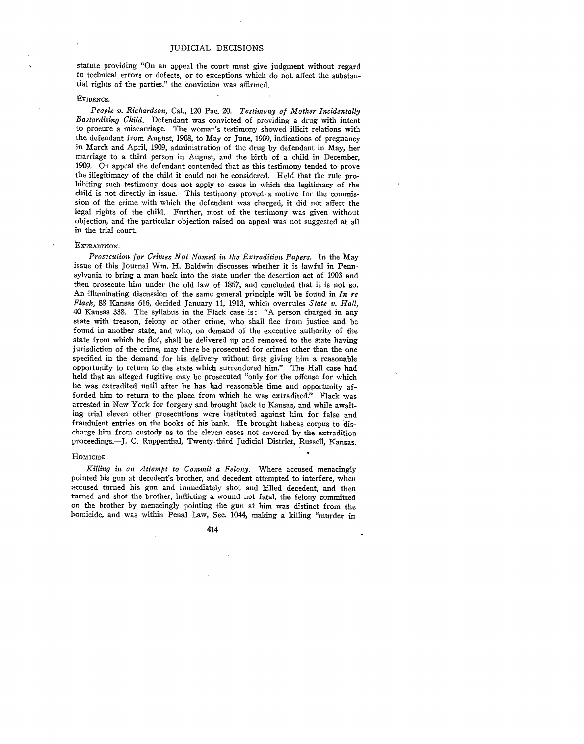statute providing "On an appeal the court must give judgment without regard to technical errors or defects, or to exceptions which do not affect the substantial rights of the parties." the conviction was affirmed.

EVIDENCE.

*People v. Richardson,* Cal., 120 Pac. 20. *Testimony of Mother Incidentally Bastardizing Child.* Defendant was convicted of providing a drug with intent to procure a miscarriage. The woman's testimony showed illicit relations with the defendant from August, 1908, to May or June, 1909, indications of pregnancy in March and April, 1909, administration of the drug by defendant in May, her marriage to a third person in August, and the birth of a child in December, 1909. On appeal the defendant contended that as this testimony tended to prove the illegitimacy of the child it could not be considered. Held that the rule prohibiting such testimony does not apply to cases in which the legitimacy of the child is not directly in issue. This testimony proved a motive for the commission of the crime with which the defendant was charged, it did not affect the legal rights of the child. Further, most of the testimony was given without objection, and the particular objection raised on appeal was not suggested at all in the trial court.

EXTRADITION.

*Prosecution for Crimes Not Named in the Extradition Papers.* In the May issue of this Journal Wm. H. Baldwin discusses whether it is lawful in Pennsylvania to bring a man back into the state under the desertion act of 1903 and then prosecute him under the old law of 1867, and concluded that it is not so. An illuminating discussion of the same general principle will be found in *In re Flack,* 88 Kansas 616, decided January 11, 1913, which overrules *State v. Hall,* 40 Kansas 338. The syllabus in the Flack case is: "A person charged in any state with treason, felony or other crime, who shall flee from justice and be found in another state, and who, on demand of the executive authority of the state from which he fled, shall be delivered up and removed to the state having jurisdiction of the crime, may there be prosecuted for crimes other than the one specified in the demand for his delivery without first giving him a reasonable opportunity to return to the state which surrendered him." The Hall case had held that an alleged fugitive may be prosecuted "only for the offense for which he was extradited until after he has had reasonable time and opportunity afforded him to return to the place from which he was extradited." Flack was arrested in New York for forgery and brought back to Kansas, and while awaiting trial eleven other prosecutions were instituted against him for false and fraudulent entries on the books of his bank. He brought habeas corpus to discharge him from custody as to the eleven cases not covered by the extradition proceedings.—J. C. Ruppenthal, Twenty-third Judicial District, Russell, Kansas.

HOMICIDE.

*Killing in an Attempt to Commit a Felony.* Where accused menacingly pointed his gun at decedent's brother, and decedent attempted to interfere, when accused turned his gun and immediately shot and killed decedent, and then turned and shot the brother, inflicting a wound not fatal, the felony committed on the brother by menacingly pointing the gun at him was distinct from the homicide, and was within Penal Law, Sec. 1044, making a killing "murder in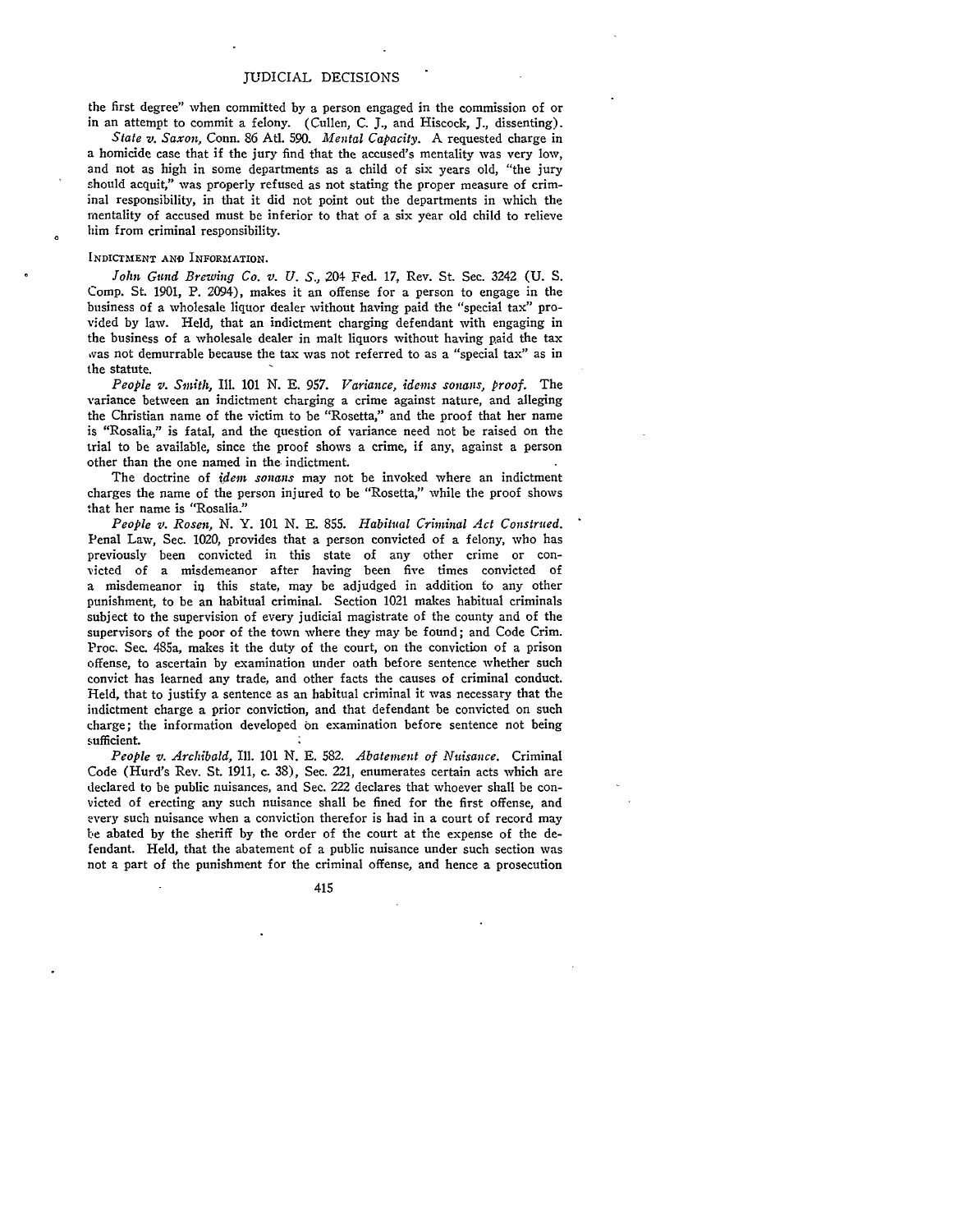the first degree" when committed by a person engaged in the commission of or in an attempt to commit a felony. (Cullen, C. J., and Hiscock, J., dissenting).

*State v. Saxon,* Conn. 86 Atl. 590. *Mental Capacity.* A requested charge in a homicide case that if the jury find that the accused's mentality was very low, and not as high in some departments as a child of six years old, "the jury should acquit," was properly refused as not stating the proper measure of criminal responsibility, in that it did not point out the departments in which the mentality of accused must be inferior to that of a six year old child to relieve him from criminal responsibility.

INDICTMENT AND INFORMATION.

*John Gund Brewing Co. v. U. S.,* 204 Fed. 17, Rev. St. Sec. 3242 (U. S. Comp. St. 1901, P. 2094), makes it an offense for a person to engage in the business of a wholesale liquor dealer without having paid the "special tax" provided by law. Held, that an indictment charging defendant with engaging in the business of a wholesale dealer in malt liquors without having paid the tax was not demurrable because the tax was not referred to as a "special tax" as in the statute.

*People v. Smith,* Ill. 101 N. E. 957. *Variance, idems sonans, proof.* The variance between an indictment charging a crime against nature, and alleging the Christian name of the victim to be "Rosetta," and the proof that her name is "Rosalia," is fatal, and the question of variance need not be raised on the trial to be available, since the proof shows a crime, if any, against a person other than the one named in the indictment.

The doctrine of *idem sonans* may not be invoked where an indictment charges the name of the person injured to be "Rosetta," while the proof shows that her name is "Rosalia."

*People v. Rosen,* N. Y. 101 N. E. 855. *Habitual Criminal Act Construed.* Penal Law, Sec. 1020, provides that a person convicted of a felony, who has previously been convicted in this state of any other crime or convicted of a misdemeanor after having been five times convicted of a misdemeanor in this state, may be adjudged in addition to any other punishment, to be an habitual criminal. Section 1021 makes habitual criminals subject to the supervision of every judicial magistrate of the county and of the supervisors of the poor of the town where they may be found; and Code Crim. Proc. Sec. 485a, makes it the duty of the court, on the conviction of a prison offense, to ascertain by examination under oath before sentence whether such convict has learned any trade, and other facts the causes of criminal conduct. Held, that to justify a sentence as an habitual criminal it was necessary that the indictment charge a prior conviction, and that defendant be convicted on such charge; the information developed on examination before sentence not being sufficient.

*People v. Archibald,* Ill. 101 N. E. 582. *Abatement of Nuisance.* Criminal Code (Hurd's Rev. St. 1911, c. 38), Sec. 221, enumerates certain acts which are declared to be public nuisances, and Sec. 222 declares that whoever shall be convicted of erecting any such nuisance shall be fined for the first offense, and every such nuisance when a conviction therefor is had in a court of record may be abated by the sheriff by the order of the court at the expense of the defendant. Held, that the abatement of a public nuisance under such section was not a part of the punishment for the criminal offense, and hence a prosecution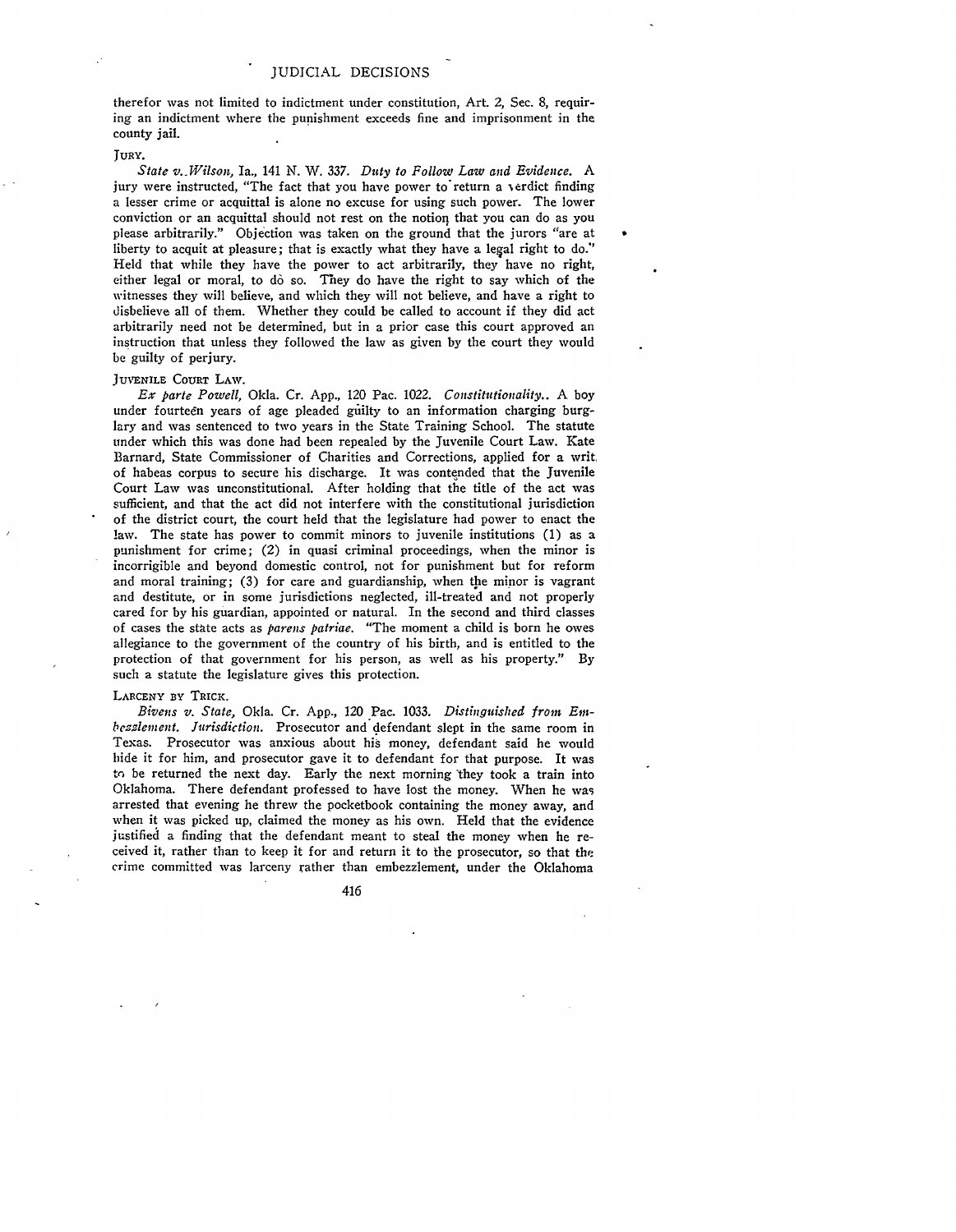therefor was not limited to indictment under constitution, Art. 2, Sec. 8, requiring an indictment where the punishment exceeds fine and imprisonment in the county jail.

JURY.

*State v. Wilson,* Ia., 141 N. W. 337. *Duty to Follow Law and Evidence.* A jury were instructed, "The fact that you have power to return a verdict finding a lesser crime or acquittal is alone no excuse for using such power. The lower conviction or an acquittal should not rest on the notion that you can do as you please arbitrarily." Objection was taken on the ground that the jurors "are at liberty to acquit at pleasure; that is exactly what they have a legal right to do." Held that while they have the power to act arbitrarily, they have no right, either legal or moral, to do so. They do have the right to say which of the witnesses they will believe, and which they will not believe, and have a right to disbelieve all of them. Whether they could be called to account if they did act arbitrarily need not be determined, but in a prior case this court approved an instruction that unless they followed the law as given by the court they would be guilty of perjury.

JUVENILE COURT LAW.

*Ex parte Powell,* Okla. Cr. App., 120 Pac. 1022. *Constitutionality.* A boy under fourteen years of age pleaded guilty to an information charging burglary and was sentenced to two years in the State Training School. The statute under which this was done had been repealed by the Juvenile Court Law. Kate Barnard, State Commissioner of Charities and Corrections, applied for a writ of habeas corpus to secure his discharge. It was contended that the Juvenile Court Law was unconstitutional. After holding that the title of the act was sufficient, and that the act did not interfere with the constitutional jurisdiction of the district court, the court held that the legislature had power to enact the law. The state has power to commit minors to juvenile institutions (1) as a punishment for crime; (2) in quasi criminal proceedings, when the minor is incorrigible and beyond domestic control, not for punishment but for reform and moral training; (3) for care and guardianship, when the minor is vagrant and destitute, or in some jurisdictions neglected, ill-treated and not properly cared for by his guardian, appointed or natural. In the second and third classes of cases the state acts as *parens patriae.* "The moment a child is born he owes allegiance to the government of the country of his birth, and is entitled to the protection of that government for his person, as well as his property." By such a statute the legislature gives this protection.

LARCENY BY TRICK.

*Bivens v. State,* Okla. Cr. App., 120 Pac. 1033. *Distinguished from Embezzlement. Jurisdiction.* Prosecutor and defendant slept in the same room in Texas. Prosecutor was anxious about his money, defendant said he would hide it for him, and prosecutor gave it to defendant for that purpose. It was to be returned the next day. Early the next morning they took a train into Oklahoma. There defendant professed to have lost the money. When he was arrested that evening he threw the pocketbook containing the money away, and when it was picked up, claimed the money as his own. Held that the evidence justified a finding that the defendant meant to steal the money when he received it, rather than to keep it for and return it to the prosecutor, so that the crime committed was larceny rather than embezzlement, under the Oklahoma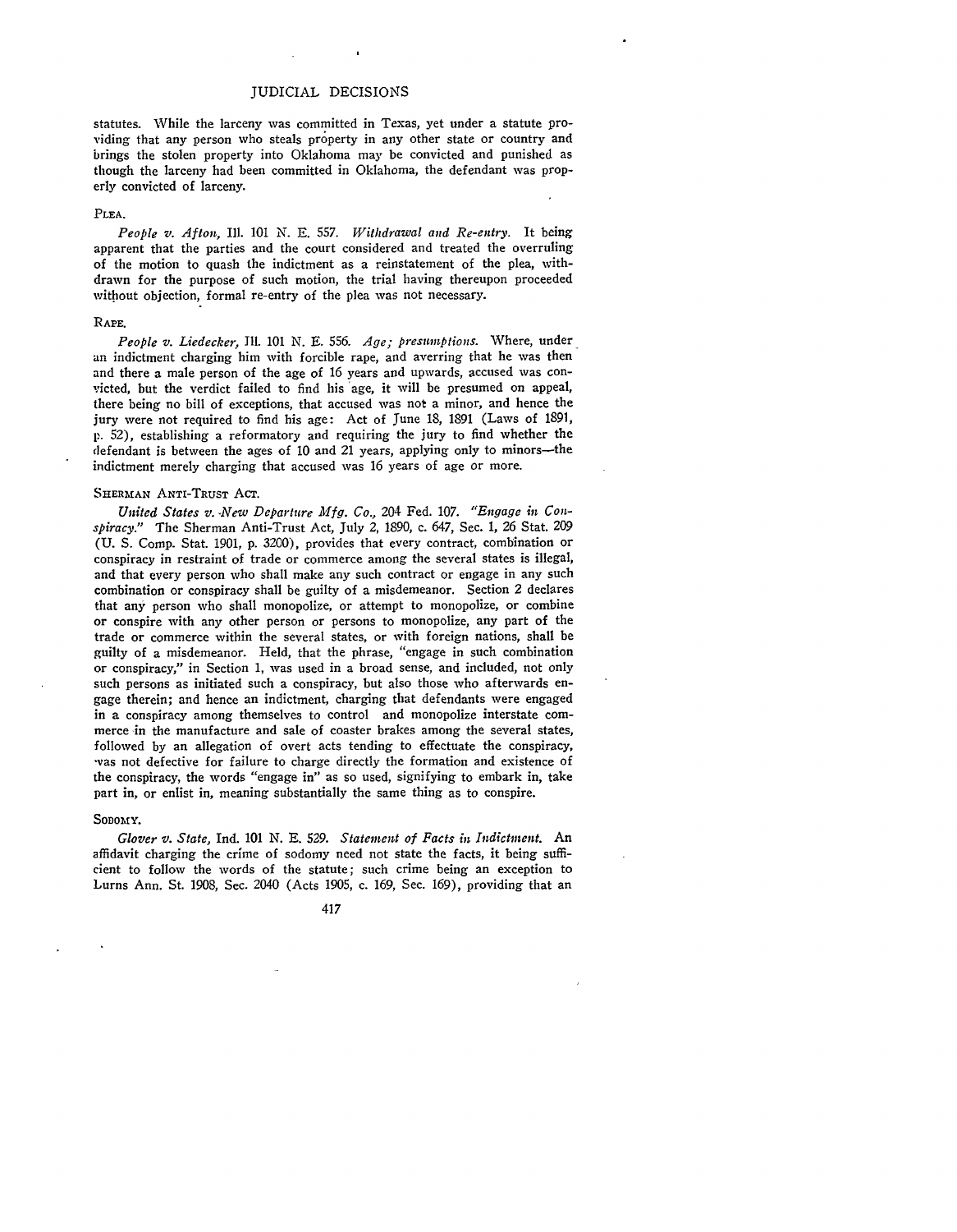statutes. While the larceny was committed in Texas, yet under a statute providing that any person who steals property in any other state or country and brings the stolen property into Oklahoma may be convicted and punished as though the larceny had been committed in Oklahoma, the defendant was properly convicted of larceny.

PLEA.

*People v. Afton*, Ill. 101 N. E. 557. *Withdrawal and Re-entry.* It being apparent that the parties and the court considered and treated the overruling of the motion to quash the indictment as a reinstatement of the plea, withdrawn for the purpose of such motion, the trial having thereupon proceeded without objection, formal re-entry of the plea was not necessary.

RAPE.

*People v. Liedecker*, Ill. 101 N. E. 556. *Age; presumptions.* Where, under an indictment charging him with forcible rape, and averring that he was then and there a male person of the age of 16 years and upwards, accused was convicted, but the verdict failed to find his age, it will be presumed on appeal, there being no bill of exceptions, that accused was not a minor, and hence the jury were not required to find his age: Act of June 18, 1891 (Laws of 1891, p. 52), establishing a reformatory and requiring the jury to find whether the defendant is between the ages of 10 and 21 years, applying only to minors—the indictment merely charging that accused was 16 years of age or more.

SHERMAN ANTI-TRUST ACT.

*United States v. New Departure Mfg. Co.*, 204 Fed. 107. *"Engage in Conspiracy."* The Sherman Anti-Trust Act, July 2, 1890, c. 647, Sec. 1, 26 Stat. 209 (U. S. Comp. Stat. 1901, p. 3200), provides that every contract, combination or conspiracy in restraint of trade or commerce among the several states is illegal, and that every person who shall make any such contract or engage in any such combination or conspiracy shall be guilty of a misdemeanor. Section 2 declares that any person who shall monopolize, or attempt to monopolize, or combine or conspire with any other person or persons to monopolize, any part of the trade or commerce within the several states, or with foreign nations, shall be guilty of a misdemeanor. Held, that the phrase, "engage in such combination or conspiracy," in Section 1, was used in a broad sense, and included, not only such persons as initiated such a conspiracy, but also those who afterwards engage therein; and hence an indictment, charging that defendants were engaged in a conspiracy among themselves to control and monopolize interstate commerce in the manufacture and sale of coaster brakes among the several states, followed by an allegation of overt acts tending to effectuate the conspiracy, was not defective for failure to charge directly the formation and existence of the conspiracy, the words "engage in" as so used, signifying to embark in, take part in, or enlist in, meaning substantially the same thing as to conspire.

SODOMY.

*Glover v. State*, Ind. 101 N. E. 529. *Statement of Facts in Indictment.* An affidavit charging the crime of sodomy need not state the facts, it being sufficient to follow the words of the statute; such crime being an exception to Lurns Ann. St. 1908, Sec. 2040 (Acts 1905, c. 169, Sec. 169), providing that an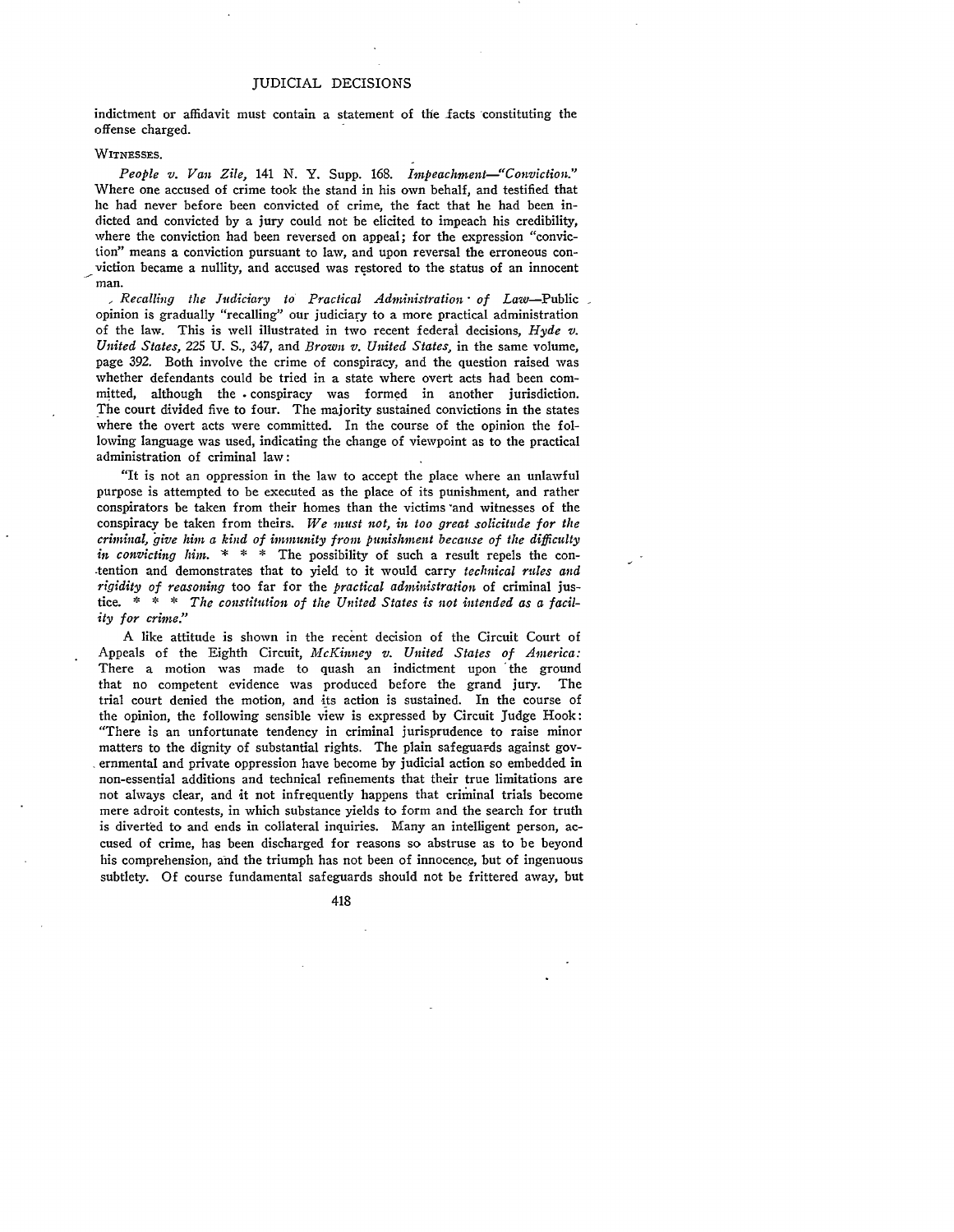indictment or affidavit must contain a statement of the facts constituting the offense charged.

WITNESSES.

*People v. Van Zile,* 141 N. Y. Supp. 168. *Impeachment—"Conviction."* Where one accused of crime took the stand in his own behalf, and testified that he had never before been convicted of crime, the fact that he had been indicted and convicted by a jury could not be elicited to impeach his credibility, where the conviction had been reversed on appeal; for the expression "conviction" means a conviction pursuant to law, and upon reversal the erroneous conviction became a nullity, and accused was restored to the status of an innocent man.

*Recalling the Judiciary to Practical Administration of Law*—Public opinion is gradually "recalling" our judiciary to a more practical administration of the law. This is well illustrated in two recent federal decisions, *Hyde v. United States,* 225 U. S., 347, and *Brown v. United States,* in the same volume, page 392. Both involve the crime of conspiracy, and the question raised was whether defendants could be tried in a state where overt acts had been committed, although the conspiracy was formed in another jurisdiction. The court divided five to four. The majority sustained convictions in the states where the overt acts were committed. In the course of the opinion the following language was used, indicating the change of viewpoint as to the practical administration of criminal law:

"It is not an oppression in the law to accept the place where an unlawful purpose is attempted to be executed as the place of its punishment, and rather conspirators be taken from their homes than the victims and witnesses of the conspiracy be taken from theirs. *We must not, in too great solicitude for the criminal, give him a kind of immunity from punishment because of the difficulty in convicting him.* * * * The possibility of such a result repels the contention and demonstrates that to yield to it would carry *technical rules and rigidity of reasoning* too far for the *practical administration* of criminal justice. * * * *The constitution of the United States is not intended as a facility for crime.*"

A like attitude is shown in the recent decision of the Circuit Court of Appeals of the Eighth Circuit, *McKinney v. United States of America:* There a motion was made to quash an indictment upon the ground that no competent evidence was produced before the grand jury. The trial court denied the motion, and its action is sustained. In the course of the opinion, the following sensible view is expressed by Circuit Judge Hook: "There is an unfortunate tendency in criminal jurisprudence to raise minor matters to the dignity of substantial rights. The plain safeguards against governmental and private oppression have become by judicial action so embedded in non-essential additions and technical refinements that their true limitations are not always clear, and it not infrequently happens that criminal trials become mere adroit contests, in which substance yields to form and the search for truth is diverted to and ends in collateral inquiries. Many an intelligent person, accused of crime, has been discharged for reasons so abstruse as to be beyond his comprehension, and the triumph has not been of innocence, but of ingenuous subtlety. Of course fundamental safeguards should not be frittered away, but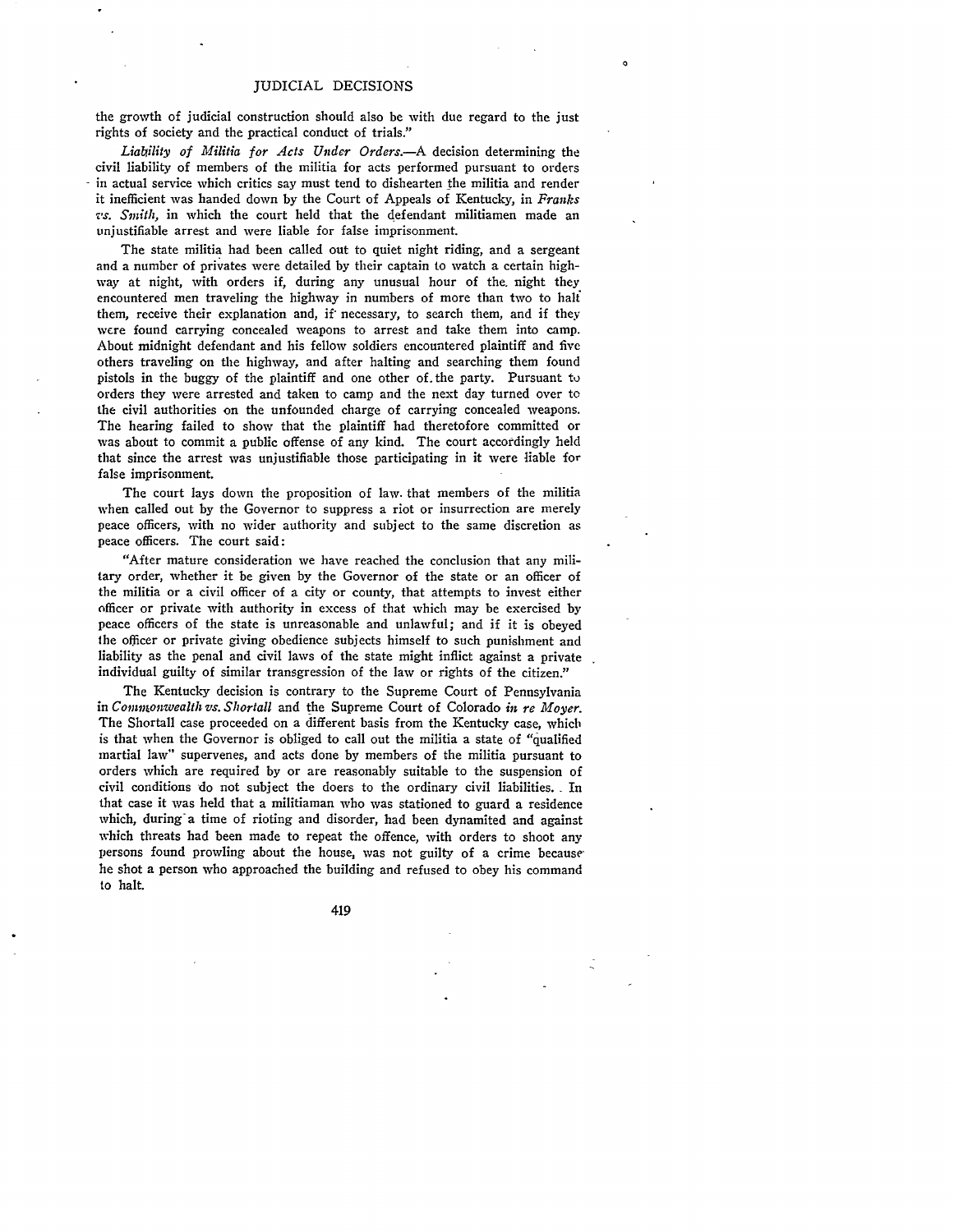the growth of judicial construction should also be with due regard to the just rights of society and the practical conduct of trials."

*Liability of Militia for Acts Under Orders.*—A decision determining the civil liability of members of the militia for acts performed pursuant to orders in actual service which critics say must tend to dishearten the militia and render it inefficient was handed down by the Court of Appeals of Kentucky, in *Franks vs. Smith*, in which the court held that the defendant militiamen made an unjustifiable arrest and were liable for false imprisonment.

The state militia had been called out to quiet night riding, and a sergeant and a number of privates were detailed by their captain to watch a certain highway at night, with orders if, during any unusual hour of the night they encountered men traveling the highway in numbers of more than two to halt them, receive their explanation and, if necessary, to search them, and if they were found carrying concealed weapons to arrest and take them into camp. About midnight defendant and his fellow soldiers encountered plaintiff and five others traveling on the highway, and after halting and searching them found pistols in the buggy of the plaintiff and one other of the party. Pursuant to orders they were arrested and taken to camp and the next day turned over to the civil authorities on the unfounded charge of carrying concealed weapons. The hearing failed to show that the plaintiff had theretofore committed or was about to commit a public offense of any kind. The court accordingly held that since the arrest was unjustifiable those participating in it were liable for false imprisonment.

The court lays down the proposition of law that members of the militia when called out by the Governor to suppress a riot or insurrection are merely peace officers, with no wider authority and subject to the same discretion as peace officers. The court said:

"After mature consideration we have reached the conclusion that any military order, whether it be given by the Governor of the state or an officer of the militia or a civil officer of a city or county, that attempts to invest either officer or private with authority in excess of that which may be exercised by peace officers of the state is unreasonable and unlawful; and if it is obeyed the officer or private giving obedience subjects himself to such punishment and liability as the penal and civil laws of the state might inflict against a private individual guilty of similar transgression of the law or rights of the citizen."

The Kentucky decision is contrary to the Supreme Court of Pennsylvania in *Commonwealth vs. Shortall* and the Supreme Court of Colorado *in re Moyer*. The Shortall case proceeded on a different basis from the Kentucky case, which is that when the Governor is obliged to call out the militia a state of "qualified martial law" supervenes, and acts done by members of the militia pursuant to orders which are required by or are reasonably suitable to the suspension of civil conditions do not subject the doers to the ordinary civil liabilities. In that case it was held that a militiaman who was stationed to guard a residence which, during a time of rioting and disorder, had been dynamited and against which threats had been made to repeat the offence, with orders to shoot any persons found prowling about the house, was not guilty of a crime because he shot a person who approached the building and refused to obey his command to halt.